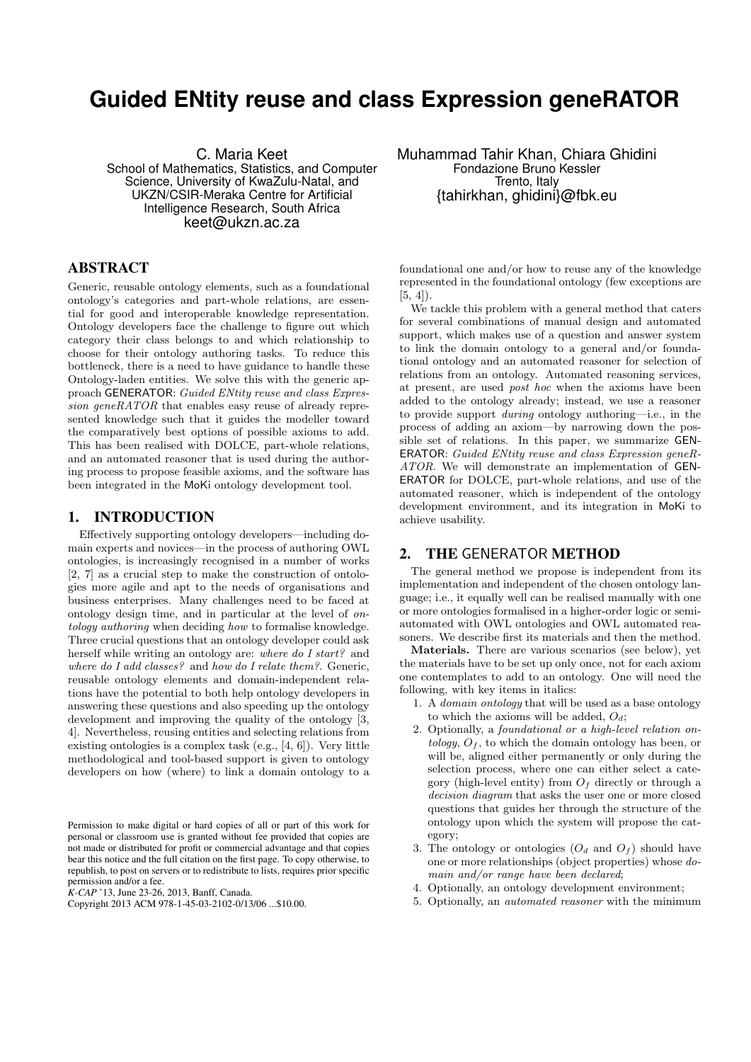# Guided ENtity reuse and class Expression geneRATOR

C. Maria Keet
School of Mathematics, Statistics, and Computer Science, University of KwaZulu-Natal, and UKZN/CSIR-Meraka Centre for Artificial Intelligence Research, South Africa
keet@ukzn.ac.za

Muhammad Tahir Khan, Chiara Ghidini
Fondazione Bruno Kessler
Trento, Italy
{tahirkhan, ghidini}@fbk.eu

## ABSTRACT

Generic, reusable ontology elements, such as a foundational ontology's categories and part-whole relations, are essential for good and interoperable knowledge representation. Ontology developers face the challenge to figure out which category their class belongs to and which relationship to choose for their ontology authoring tasks. To reduce this bottleneck, there is a need to have guidance to handle these Ontology-laden entities. We solve this with the generic approach GENERATOR: *Guided ENtity reuse and class Expression geneRATOR* that enables easy reuse of already represented knowledge such that it guides the modeller toward the comparatively best options of possible axioms to add. This has been realised with DOLCE, part-whole relations, and an automated reasoner that is used during the authoring process to propose feasible axioms, and the software has been integrated in the MoKi ontology development tool.

## 1. INTRODUCTION

Effectively supporting ontology developers—including domain experts and novices—in the process of authoring OWL ontologies, is increasingly recognised in a number of works [2, 7] as a crucial step to make the construction of ontologies more agile and apt to the needs of organisations and business enterprises. Many challenges need to be faced at ontology design time, and in particular at the level of *ontology authoring* when deciding *how* to formalise knowledge. Three crucial questions that an ontology developer could ask herself while writing an ontology are: *where do I start?* and *where do I add classes?* and *how do I relate them?*. Generic, reusable ontology elements and domain-independent relations have the potential to both help ontology developers in answering these questions and also speeding up the ontology development and improving the quality of the ontology [3, 4]. Nevertheless, reusing entities and selecting relations from existing ontologies is a complex task (e.g., [4, 6]). Very little methodological and tool-based support is given to ontology developers on how (where) to link a domain ontology to a foundational one and/or how to reuse any of the knowledge represented in the foundational ontology (few exceptions are [5, 4]).

We tackle this problem with a general method that caters for several combinations of manual design and automated support, which makes use of a question and answer system to link the domain ontology to a general and/or foundational ontology and an automated reasoner for selection of relations from an ontology. Automated reasoning services, at present, are used *post hoc* when the axioms have been added to the ontology already; instead, we use a reasoner to provide support *during* ontology authoring—i.e., in the process of adding an axiom—by narrowing down the possible set of relations. In this paper, we summarize GENERATOR: *Guided ENtity reuse and class Expression geneRATOR*. We will demonstrate an implementation of GENERATOR for DOLCE, part-whole relations, and use of the automated reasoner, which is independent of the ontology development environment, and its integration in MoKi to achieve usability.

## 2. THE GENERATOR METHOD

The general method we propose is independent from its implementation and independent of the chosen ontology language; i.e., it equally well can be realised manually with one or more ontologies formalised in a higher-order logic or semi-automated with OWL ontologies and OWL automated reasoners. We describe first its materials and then the method.

**Materials.** There are various scenarios (see below), yet the materials have to be set up only once, not for each axiom one contemplates to add to an ontology. One will need the following, with key items in italics:

1. A *domain ontology* that will be used as a base ontology to which the axioms will be added, $O_d$;
2. Optionally, a *foundational or a high-level relation ontology*, $O_f$, to which the domain ontology has been, or will be, aligned either permanently or only during the selection process, where one can either select a category (high-level entity) from $O_f$ directly or through a *decision diagram* that asks the user one or more closed questions that guides her through the structure of the ontology upon which the system will propose the category;
3. The ontology or ontologies ($O_d$ and $O_f$) should have one or more relationships (object properties) whose *domain and/or range have been declared*;
4. Optionally, an ontology development environment;
5. Optionally, an *automated reasoner* with the minimum

Permission to make digital or hard copies of all or part of this work for personal or classroom use is granted without fee provided that copies are not made or distributed for profit or commercial advantage and that copies bear this notice and the full citation on the first page. To copy otherwise, to republish, to post on servers or to redistribute to lists, requires prior specific permission and/or a fee.
*K-CAP* '13, June 23-26, 2013, Banff, Canada.
Copyright 2013 ACM 978-1-45-03-2102-0/13/06 ...$10.00.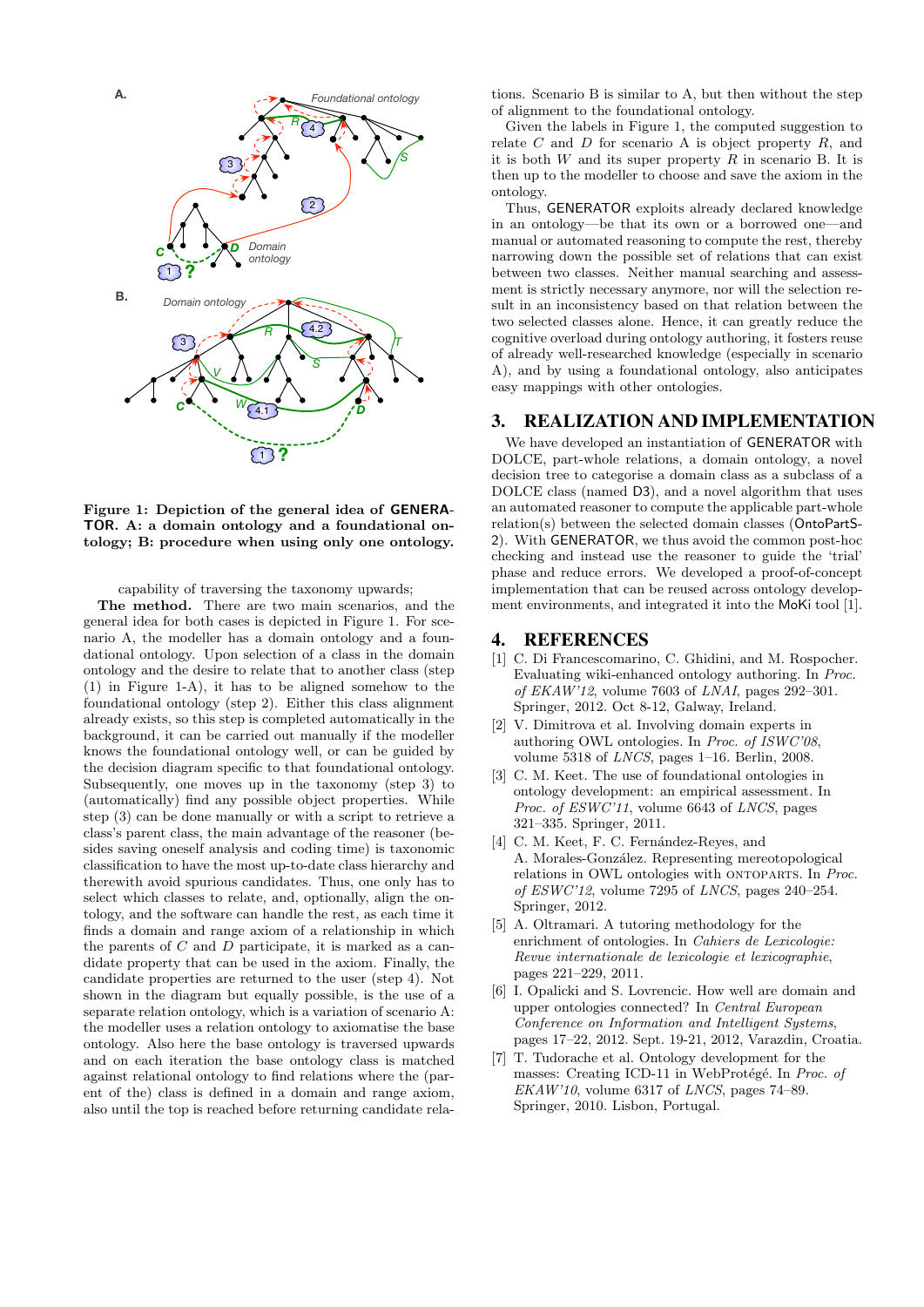A.

Foundational ontology

Domain ontology

B.

Domain ontology

**Figure 1: Depiction of the general idea of GENERATOR. A: a domain ontology and a foundational ontology; B: procedure when using only one ontology.**

capability of traversing the taxonomy upwards;

**The method.** There are two main scenarios, and the general idea for both cases is depicted in Figure 1. For scenario A, the modeller has a domain ontology and a foundational ontology. Upon selection of a class in the domain ontology and the desire to relate that to another class (step (1) in Figure 1-A), it has to be aligned somehow to the foundational ontology (step 2). Either this class alignment already exists, so this step is completed automatically in the background, or it can be carried out manually if the modeller knows the foundational ontology well, or can be guided by the decision diagram specific to that foundational ontology. Subsequently, one moves up in the taxonomy (step 3) to (automatically) find any possible object properties. While step (3) can be done manually or with a script to retrieve a class's parent class, the main advantage of the reasoner (besides saving oneself analysis and coding time) is taxonomic classification to have the most up-to-date class hierarchy and therewith avoid spurious candidates. Thus, one only has to select which classes to relate, and, optionally, align the ontology, and the software can handle the rest, as each time it finds a domain and range axiom of a relationship in which the parents of $C$ and $D$ participate, it is marked as a candidate property that can be used in the axiom. Finally, the candidate properties are returned to the user (step 4). Not shown in the diagram but equally possible, is the use of a separate relation ontology, which is a variation of scenario A: the modeller uses a relation ontology to axiomatise the base ontology. Also here the base ontology is traversed upwards and on each iteration the base ontology class is matched against relational ontology to find relations where the (parent of the) class is defined in a domain and range axiom, also until the top is reached before returning candidate relations. Scenario B is similar to A, but then without the step of alignment to the foundational ontology.

Given the labels in Figure 1, the computed suggestion to relate $C$ and $D$ for scenario A is object property $R$, and it is both $W$ and its super property $R$ in scenario B. It is then up to the modeller to choose and save the axiom in the ontology.

Thus, GENERATOR exploits already declared knowledge in an ontology—be that its own or a borrowed one—and manual or automated reasoning to compute the rest, thereby narrowing down the possible set of relations that can exist between two classes. Neither manual searching and assessment is strictly necessary anymore, nor will the selection result in an inconsistency based on that relation between the two selected classes alone. Hence, it can greatly reduce the cognitive overload during ontology authoring, it fosters reuse of already well-researched knowledge (especially in scenario A), and by using a foundational ontology, also anticipates easy mappings with other ontologies.

# 3. REALIZATION AND IMPLEMENTATION

We have developed an instantiation of GENERATOR with DOLCE, part-whole relations, a domain ontology, a novel decision tree to categorise a domain class as a subclass of a DOLCE class (named D3), and a novel algorithm that uses an automated reasoner to compute the applicable part-whole relation(s) between the selected domain classes (OntoPartS-2). With GENERATOR, we thus avoid the common post-hoc checking and instead use the reasoner to guide the 'trial' phase and reduce errors. We developed a proof-of-concept implementation that can be reused across ontology development environments, and integrated it into the MoKi tool [1].

# 4. REFERENCES

[1] C. Di Francescomarino, C. Ghidini, and M. Rospocher. Evaluating wiki-enhanced ontology authoring. In *Proc. of EKAW'12*, volume 7603 of *LNAI*, pages 292–301. Springer, 2012. Oct 8-12, Galway, Ireland.

[2] V. Dimitrova et al. Involving domain experts in authoring OWL ontologies. In *Proc. of ISWC'08*, volume 5318 of *LNCS*, pages 1–16. Berlin, 2008.

[3] C. M. Keet. The use of foundational ontologies in ontology development: an empirical assessment. In *Proc. of ESWC'11*, volume 6643 of *LNCS*, pages 321–335. Springer, 2011.

[4] C. M. Keet, F. C. Fernández-Reyes, and A. Morales-González. Representing mereotopological relations in OWL ontologies with ONTOPARTS. In *Proc. of ESWC'12*, volume 7295 of *LNCS*, pages 240–254. Springer, 2012.

[5] A. Oltramari. A tutoring methodology for the enrichment of ontologies. In *Cahiers de Lexicologie: Revue internationale de lexicologie et lexicographie*, pages 221–229, 2011.

[6] I. Opalicki and S. Lovrencic. How well are domain and upper ontologies connected? In *Central European Conference on Information and Intelligent Systems*, pages 17–22, 2012. Sept. 19-21, 2012, Varazdin, Croatia.

[7] T. Tudorache et al. Ontology development for the masses: Creating ICD-11 in WebProtégé. In *Proc. of EKAW'10*, volume 6317 of *LNCS*, pages 74–89. Springer, 2010. Lisbon, Portugal.